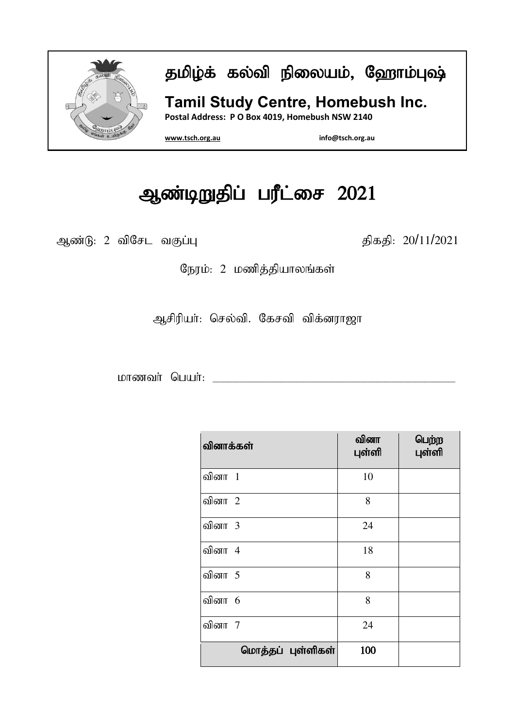# தமிழ்க் கல்வி நிலையம், ஹோம்புஷ்

**Tamil Study Centre, Homebush Inc.**

**Postal Address: P O Box 4019, Homebush NSW 2140**

**www.tsch.org.au** **info@tsch.org.au**

# ஆண்டிறுதிப் பரீட்சை 2021

ஆண்டு: 2 விசேட வகுப்பு

திகதி: 20/11/2021

நேரம்: 2 மணித்தியாலங்கள்

ஆசிரியர்: செல்வி. கேசவி விக்னராஜா

மாணவர் பெயர்: _______________________________________________

| வினாக்கள் | வினா புள்ளி | பெற்ற புள்ளி |
|---|---|---|
| வினா 1 | 10 | |
| வினா 2 | 8 | |
| வினா 3 | 24 | |
| வினா 4 | 18 | |
| வினா 5 | 8 | |
| வினா 6 | 8 | |
| வினா 7 | 24 | |
| **மொத்தப் புள்ளிகள்** | **100** | |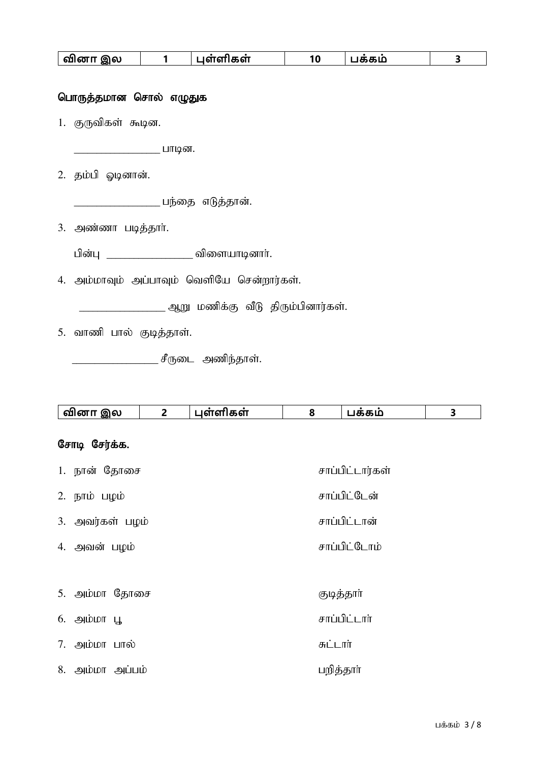| வினா இல | 1 | புள்ளிகள் | 10 | பக்கம் | 3 |
|---|---|---|---|---|---|

**பொருத்தமான சொல் எழுதுக**

1. குருவிகள் கூடின.

   ________________ பாடின.

2. தம்பி ஓடினான்.

   ________________ பந்தை எடுத்தான்.

3. அண்ணா படித்தார்.

   பின்பு ________________ விளையாடினார்.

4. அம்மாவும் அப்பாவும் வெளியே சென்றார்கள்.

   ________________ ஆறு மணிக்கு வீடு திரும்பினார்கள்.

5. வாணி பால் குடித்தாள்.

   ________________ சீருடை அணிந்தாள்.

| வினா இல | 2 | புள்ளிகள் | 8 | பக்கம் | 3 |
|---|---|---|---|---|---|

**சோடி சேர்க்க.**

| | |
|---|---|
| 1. நான் தோசை | சாப்பிட்டார்கள் |
| 2. நாம் பழம் | சாப்பிட்டேன் |
| 3. அவர்கள் பழம் | சாப்பிட்டான் |
| 4. அவன் பழம் | சாப்பிட்டோம் |

| | |
|---|---|
| 5. அம்மா தோசை | குடித்தார் |
| 6. அம்மா பூ | சாப்பிட்டார் |
| 7. அம்மா பால் | சுட்டார் |
| 8. அம்மா அப்பம் | பறித்தார் |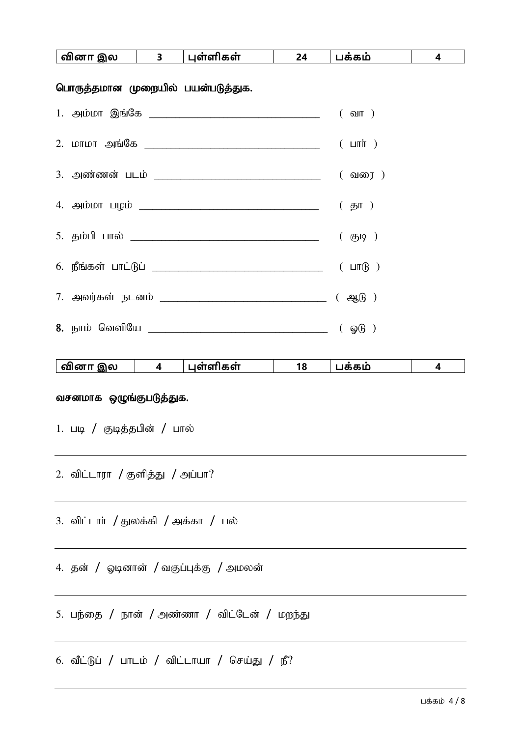| வினா இல | 3 | புள்ளிகள் | 24 | பக்கம் | 4 |
|---|---|---|---|---|---|

**பொருத்தமான முறையில் பயன்படுத்துக.**

1. அம்மா இங்கே \_\_\_\_\_\_\_\_\_\_\_\_\_\_\_\_\_\_\_\_\_\_\_\_\_\_\_\_ ( வா )
2. மாமா அங்கே \_\_\_\_\_\_\_\_\_\_\_\_\_\_\_\_\_\_\_\_\_\_\_\_\_\_\_\_ ( பார் )
3. அண்ணன் படம் \_\_\_\_\_\_\_\_\_\_\_\_\_\_\_\_\_\_\_\_\_\_\_\_\_\_\_\_ ( வரை )
4. அம்மா பழம் \_\_\_\_\_\_\_\_\_\_\_\_\_\_\_\_\_\_\_\_\_\_\_\_\_\_\_\_ ( தா )
5. தம்பி பால் \_\_\_\_\_\_\_\_\_\_\_\_\_\_\_\_\_\_\_\_\_\_\_\_\_\_\_\_ ( குடி )
6. நீங்கள் பாட்டுப் \_\_\_\_\_\_\_\_\_\_\_\_\_\_\_\_\_\_\_\_\_\_\_\_\_\_\_\_ ( பாடு )
7. அவர்கள் நடனம் \_\_\_\_\_\_\_\_\_\_\_\_\_\_\_\_\_\_\_\_\_\_\_\_\_\_\_\_ ( ஆடு )
8. நாம் வெளியே \_\_\_\_\_\_\_\_\_\_\_\_\_\_\_\_\_\_\_\_\_\_\_\_\_\_\_\_ ( ஓடு )

| வினா இல | 4 | புள்ளிகள் | 18 | பக்கம் | 4 |
|---|---|---|---|---|---|

**வசனமாக ஒழுங்குபடுத்துக.**

1. படி / குடித்தபின் / பால்

\_\_\_\_\_\_\_\_\_\_\_\_\_\_\_\_\_\_\_\_\_\_\_\_\_\_\_\_\_\_\_\_\_\_\_\_\_\_\_\_

2. விட்டாரா / குளித்து / அப்பா?

\_\_\_\_\_\_\_\_\_\_\_\_\_\_\_\_\_\_\_\_\_\_\_\_\_\_\_\_\_\_\_\_\_\_\_\_\_\_\_\_

3. விட்டார் / துலக்கி / அக்கா / பல்

\_\_\_\_\_\_\_\_\_\_\_\_\_\_\_\_\_\_\_\_\_\_\_\_\_\_\_\_\_\_\_\_\_\_\_\_\_\_\_\_

4. தன் / ஓடினான் / வகுப்புக்கு / அமலன்

\_\_\_\_\_\_\_\_\_\_\_\_\_\_\_\_\_\_\_\_\_\_\_\_\_\_\_\_\_\_\_\_\_\_\_\_\_\_\_\_

5. பந்தை / நான் / அண்ணா / விட்டேன் / மறந்து

\_\_\_\_\_\_\_\_\_\_\_\_\_\_\_\_\_\_\_\_\_\_\_\_\_\_\_\_\_\_\_\_\_\_\_\_\_\_\_\_

6. வீட்டுப் / பாடம் / விட்டாயா / செய்து / நீ?

\_\_\_\_\_\_\_\_\_\_\_\_\_\_\_\_\_\_\_\_\_\_\_\_\_\_\_\_\_\_\_\_\_\_\_\_\_\_\_\_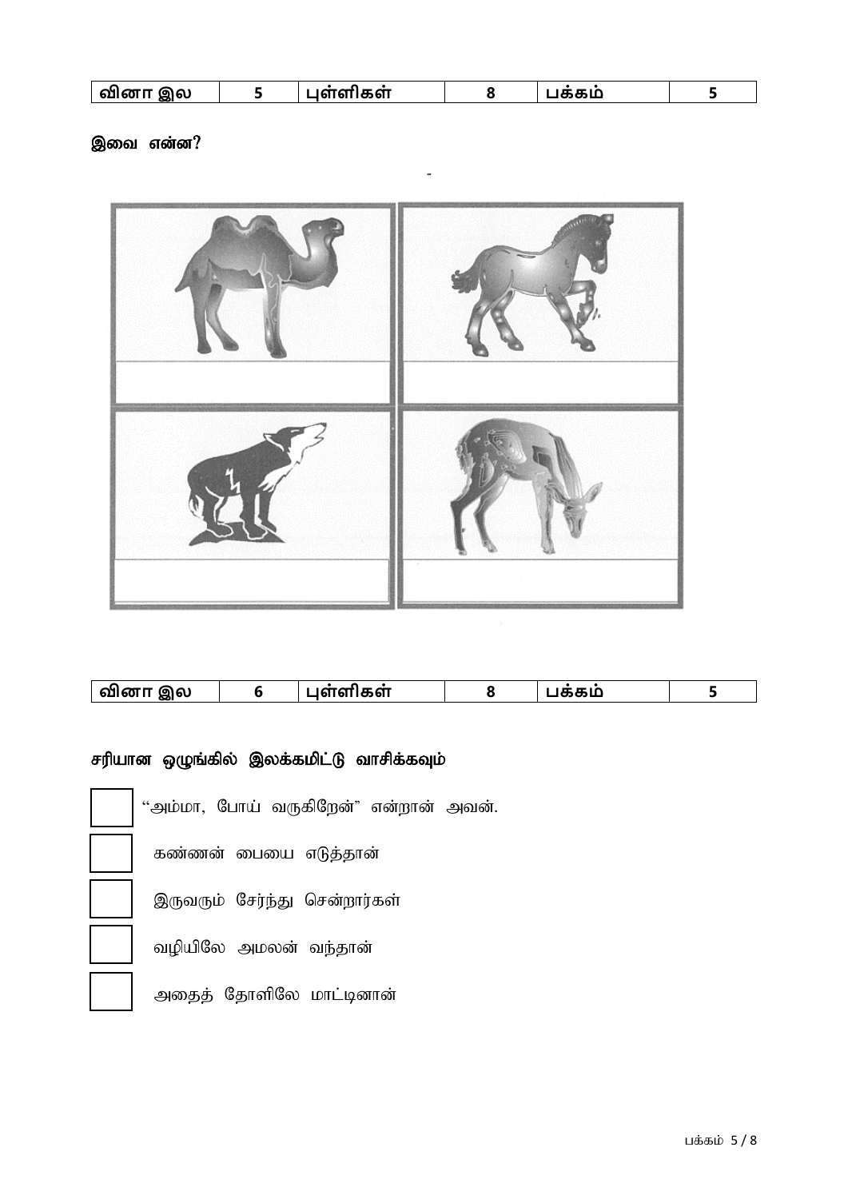| வினா இல | 5 | புள்ளிகள் | 8 | பக்கம் | 5 |
|---|---|---|---|---|---|

**இவை என்ன?**

| | |
|---|---|
| | |
| | |

| வினா இல | 6 | புள்ளிகள் | 8 | பக்கம் | 5 |
|---|---|---|---|---|---|

**சரியான ஒழுங்கில் இலக்கமிட்டு வாசிக்கவும்**

☐ "அம்மா, போய் வருகிறேன்" என்றான் அவன்.

☐ கண்ணன் பையை எடுத்தான்

☐ இருவரும் சேர்ந்து சென்றார்கள்

☐ வழியிலே அமலன் வந்தான்

☐ அதைத் தோளிலே மாட்டினான்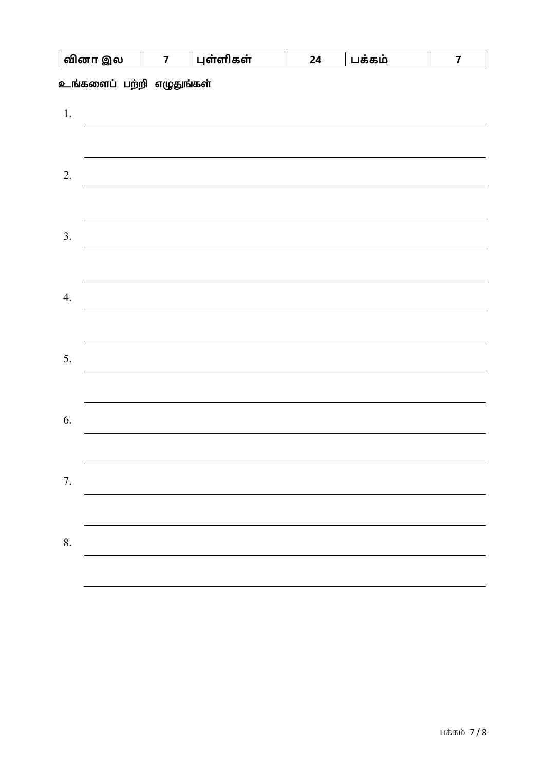| வினா இல | 7 | புள்ளிகள் | 24 | பக்கம் | 7 |
|---|---|---|---|---|---|

**உங்களைப் பற்றி எழுதுங்கள்**

1. ______________________________________________

______________________________________________

2. ______________________________________________

______________________________________________

3. ______________________________________________

______________________________________________

4. ______________________________________________

______________________________________________

5. ______________________________________________

______________________________________________

6. ______________________________________________

______________________________________________

7. ______________________________________________

______________________________________________

8. ______________________________________________

______________________________________________